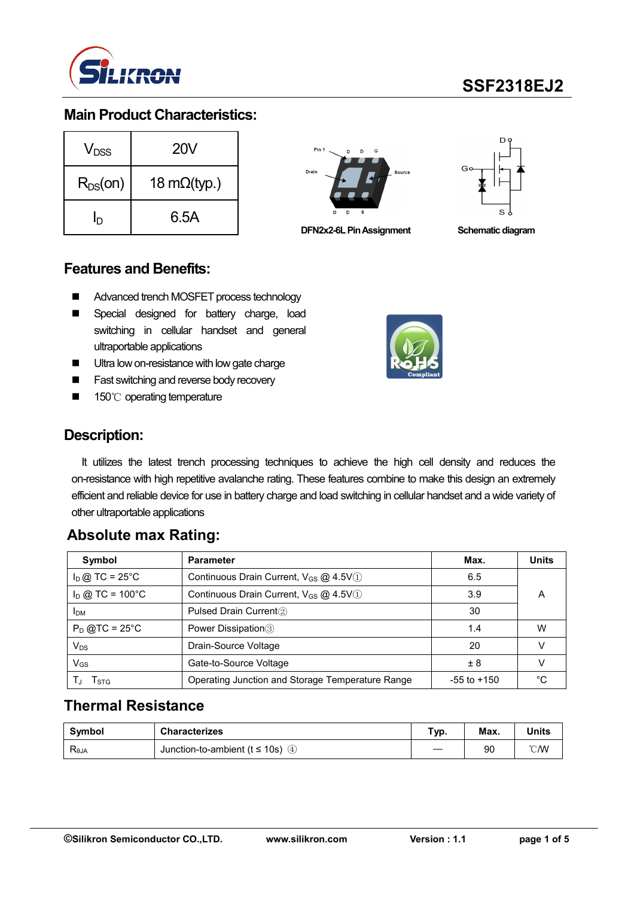# SSF2318EJ2

## Main Product Characteristics:

| | |
|---|---|
| $V_{DSS}$ | 20V |
| $R_{DS}$(on) | 18 mΩ(typ.) |
| $I_D$ | 6.5A |

DFN2x2-6L Pin Assignment

Schematic diagram

## Features and Benefits:

- Advanced trench MOSFET process technology
- Special designed for battery charge, load switching in cellular handset and general ultraportable applications
- Ultra low on-resistance with low gate charge
- Fast switching and reverse body recovery
- 150℃ operating temperature

## Description:

It utilizes the latest trench processing techniques to achieve the high cell density and reduces the on-resistance with high repetitive avalanche rating. These features combine to make this design an extremely efficient and reliable device for use in battery charge and load switching in cellular handset and a wide variety of other ultraportable applications

## Absolute max Rating:

| Symbol | Parameter | Max. | Units |
|---|---|---|---|
| $I_D$ @ TC = 25°C | Continuous Drain Current, $V_{GS}$ @ 4.5V① | 6.5 | A |
| $I_D$ @ TC = 100°C | Continuous Drain Current, $V_{GS}$ @ 4.5V① | 3.9 | |
| $I_{DM}$ | Pulsed Drain Current② | 30 | |
| $P_D$ @TC = 25°C | Power Dissipation③ | 1.4 | W |
| $V_{DS}$ | Drain-Source Voltage | 20 | V |
| $V_{GS}$ | Gate-to-Source Voltage | ± 8 | V |
| $T_J$ $T_{STG}$ | Operating Junction and Storage Temperature Range | -55 to +150 | °C |

## Thermal Resistance

| Symbol | Characterizes | Typ. | Max. | Units |
|---|---|---|---|---|
| $R_{θJA}$ | Junction-to-ambient (t ≤ 10s) ④ | — | 90 | ℃/W |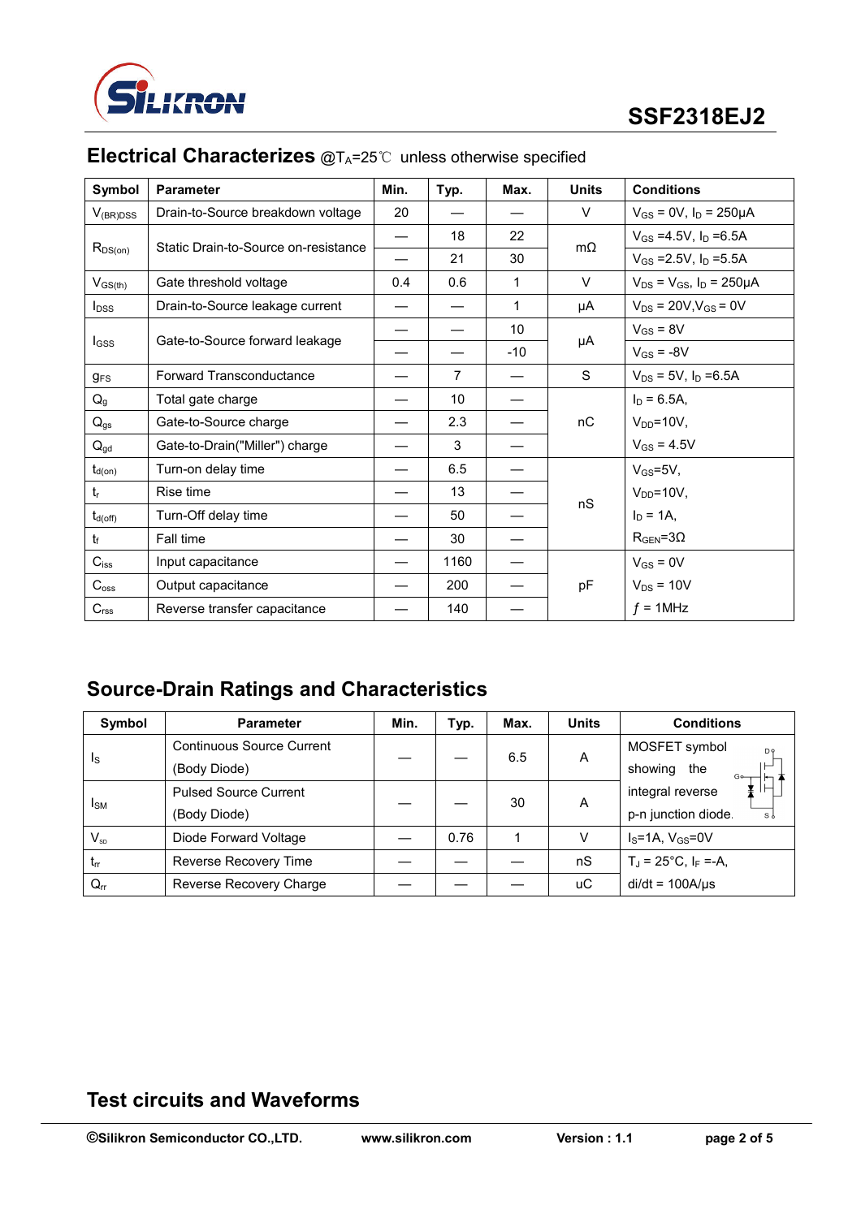## Electrical Characterizes @$T_A$=25℃ unless otherwise specified

| Symbol | Parameter | Min. | Typ. | Max. | Units | Conditions |
|---|---|---|---|---|---|---|
| $V_{(BR)DSS}$ | Drain-to-Source breakdown voltage | 20 | — | — | V | $V_{GS}$ = 0V, $I_D$ = 250μA |
| $R_{DS(on)}$ | Static Drain-to-Source on-resistance | — | 18 | 22 | mΩ | $V_{GS}$ =4.5V, $I_D$ =6.5A |
| | | — | 21 | 30 | | $V_{GS}$ =2.5V, $I_D$ =5.5A |
| $V_{GS(th)}$ | Gate threshold voltage | 0.4 | 0.6 | 1 | V | $V_{DS}$ = $V_{GS}$, $I_D$ = 250μA |
| $I_{DSS}$ | Drain-to-Source leakage current | — | — | 1 | μA | $V_{DS}$ = 20V,$V_{GS}$ = 0V |
| $I_{GSS}$ | Gate-to-Source forward leakage | — | — | 10 | μA | $V_{GS}$ = 8V |
| | | — | — | -10 | | $V_{GS}$ = -8V |
| $g_{FS}$ | Forward Transconductance | — | 7 | — | S | $V_{DS}$ = 5V, $I_D$ =6.5A |
| $Q_g$ | Total gate charge | — | 10 | — | nC | $I_D$ = 6.5A, |
| $Q_{gs}$ | Gate-to-Source charge | — | 2.3 | — | | $V_{DD}$=10V, |
| $Q_{gd}$ | Gate-to-Drain("Miller") charge | — | 3 | — | | $V_{GS}$ = 4.5V |
| $t_{d(on)}$ | Turn-on delay time | — | 6.5 | — | nS | $V_{GS}$=5V, |
| $t_r$ | Rise time | — | 13 | — | | $V_{DD}$=10V, |
| $t_{d(off)}$ | Turn-Off delay time | — | 50 | — | | $I_D$ = 1A, |
| $t_f$ | Fall time | — | 30 | — | | $R_{GEN}$=3Ω |
| $C_{iss}$ | Input capacitance | — | 1160 | — | pF | $V_{GS}$ = 0V |
| $C_{oss}$ | Output capacitance | — | 200 | — | | $V_{DS}$ = 10V |
| $C_{rss}$ | Reverse transfer capacitance | — | 140 | — | | $f$ = 1MHz |

## Source-Drain Ratings and Characteristics

| Symbol | Parameter | Min. | Typ. | Max. | Units | Conditions |
|---|---|---|---|---|---|---|
| $I_S$ | Continuous Source Current (Body Diode) | — | — | 6.5 | A | MOSFET symbol showing the integral reverse p-n junction diode. |
| $I_{SM}$ | Pulsed Source Current (Body Diode) | — | — | 30 | A | |
| $V_{SD}$ | Diode Forward Voltage | — | 0.76 | 1 | V | $I_S$=1A, $V_{GS}$=0V |
| $t_{rr}$ | Reverse Recovery Time | — | — | — | nS | $T_J$ = 25°C, $I_F$ =-A, |
| $Q_{rr}$ | Reverse Recovery Charge | — | — | — | uC | di/dt = 100A/μs |

## Test circuits and Waveforms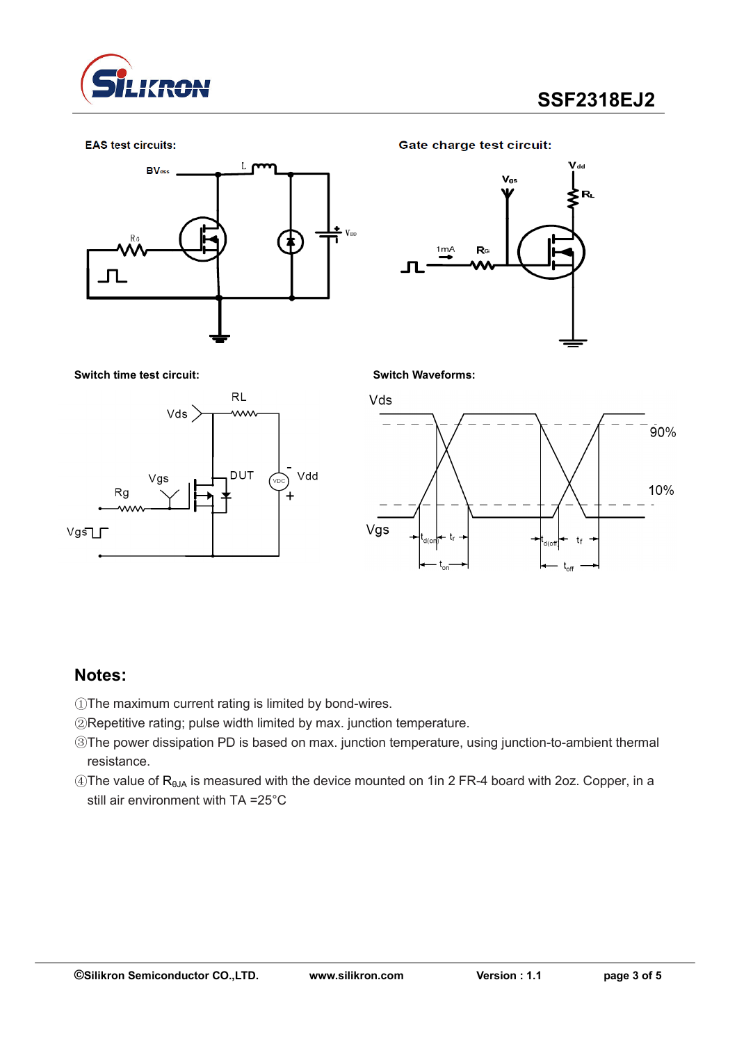**EAS test circuits:**

**Gate charge test circuit:**

**Switch time test circuit:**

**Switch Waveforms:**

## Notes:

①The maximum current rating is limited by bond-wires.

②Repetitive rating; pulse width limited by max. junction temperature.

③The power dissipation PD is based on max. junction temperature, using junction-to-ambient thermal resistance.

④The value of $R_{\theta JA}$ is measured with the device mounted on 1in 2 FR-4 board with 2oz. Copper, in a still air environment with TA =25°C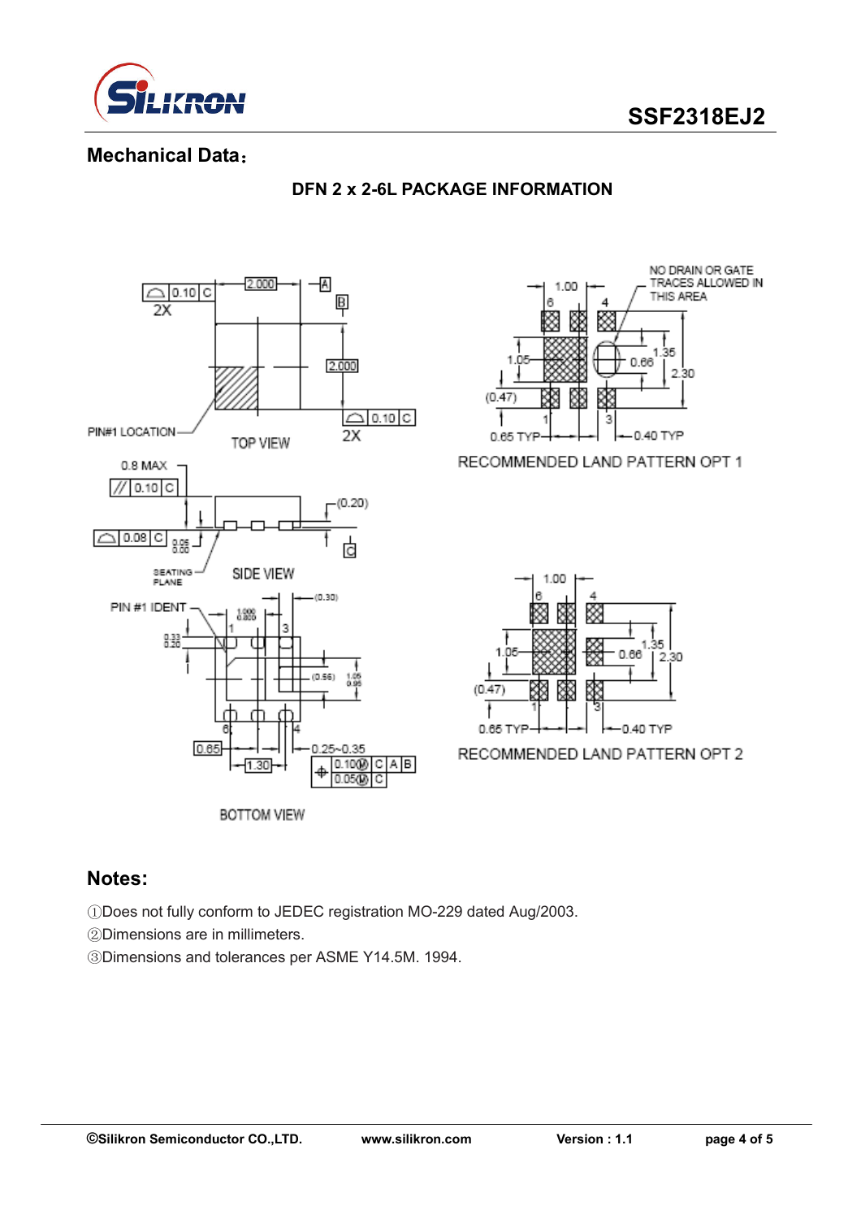## Mechanical Data：

### DFN 2 x 2-6L PACKAGE INFORMATION

TOP VIEW

SIDE VIEW

BOTTOM VIEW

RECOMMENDED LAND PATTERN OPT 1

RECOMMENDED LAND PATTERN OPT 2

## Notes:

①Does not fully conform to JEDEC registration MO-229 dated Aug/2003.

②Dimensions are in millimeters.

③Dimensions and tolerances per ASME Y14.5M. 1994.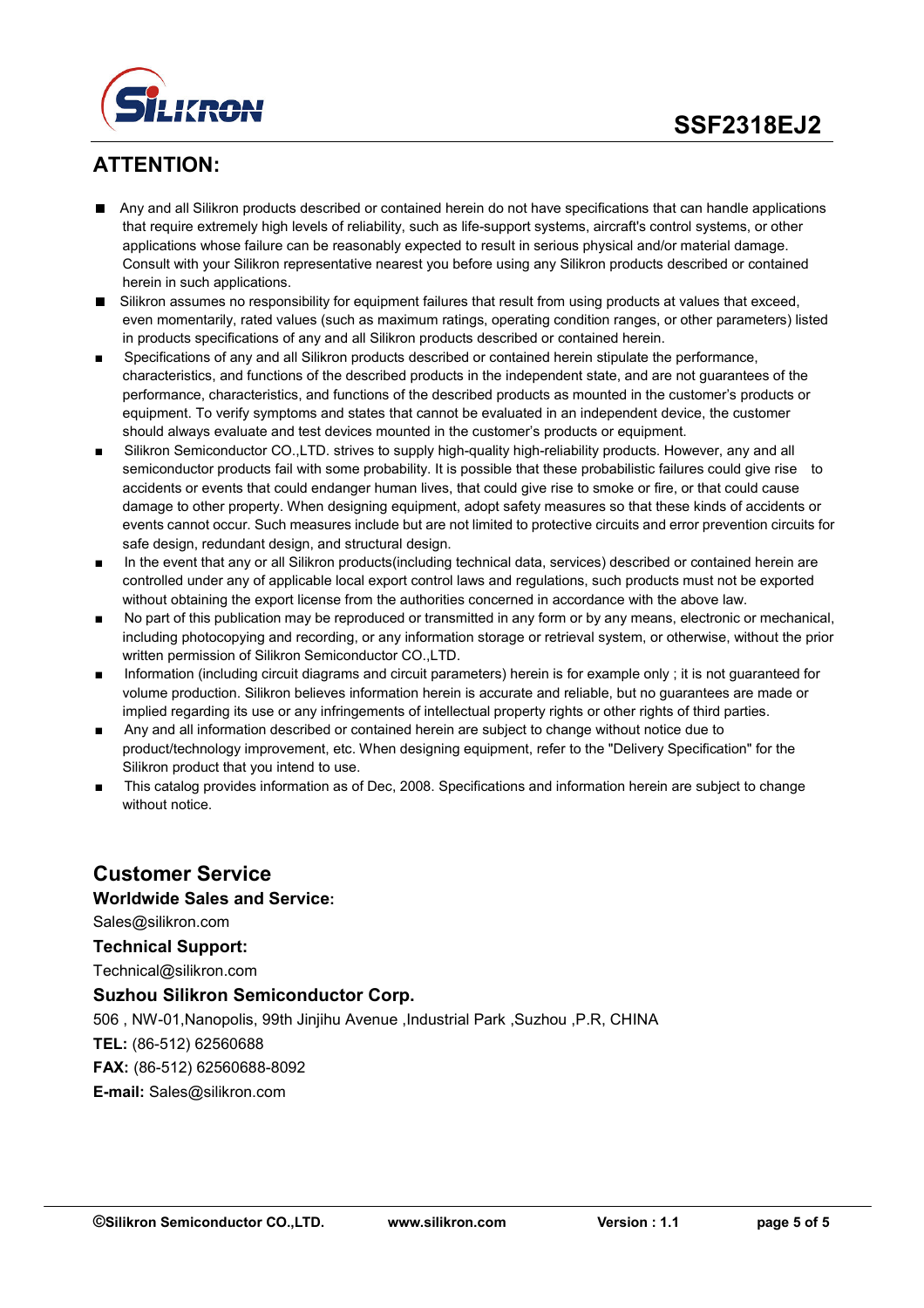## ATTENTION:

- Any and all Silikron products described or contained herein do not have specifications that can handle applications that require extremely high levels of reliability, such as life-support systems, aircraft's control systems, or other applications whose failure can be reasonably expected to result in serious physical and/or material damage. Consult with your Silikron representative nearest you before using any Silikron products described or contained herein in such applications.
- Silikron assumes no responsibility for equipment failures that result from using products at values that exceed, even momentarily, rated values (such as maximum ratings, operating condition ranges, or other parameters) listed in products specifications of any and all Silikron products described or contained herein.
- Specifications of any and all Silikron products described or contained herein stipulate the performance, characteristics, and functions of the described products in the independent state, and are not guarantees of the performance, characteristics, and functions of the described products as mounted in the customer's products or equipment. To verify symptoms and states that cannot be evaluated in an independent device, the customer should always evaluate and test devices mounted in the customer's products or equipment.
- Silikron Semiconductor CO.,LTD. strives to supply high-quality high-reliability products. However, any and all semiconductor products fail with some probability. It is possible that these probabilistic failures could give rise to accidents or events that could endanger human lives, that could give rise to smoke or fire, or that could cause damage to other property. When designing equipment, adopt safety measures so that these kinds of accidents or events cannot occur. Such measures include but are not limited to protective circuits and error prevention circuits for safe design, redundant design, and structural design.
- In the event that any or all Silikron products(including technical data, services) described or contained herein are controlled under any of applicable local export control laws and regulations, such products must not be exported without obtaining the export license from the authorities concerned in accordance with the above law.
- No part of this publication may be reproduced or transmitted in any form or by any means, electronic or mechanical, including photocopying and recording, or any information storage or retrieval system, or otherwise, without the prior written permission of Silikron Semiconductor CO.,LTD.
- Information (including circuit diagrams and circuit parameters) herein is for example only ; it is not guaranteed for volume production. Silikron believes information herein is accurate and reliable, but no guarantees are made or implied regarding its use or any infringements of intellectual property rights or other rights of third parties.
- Any and all information described or contained herein are subject to change without notice due to product/technology improvement, etc. When designing equipment, refer to the "Delivery Specification" for the Silikron product that you intend to use.
- This catalog provides information as of Dec, 2008. Specifications and information herein are subject to change without notice.

## Customer Service

### Worldwide Sales and Service:

Sales@silikron.com

### Technical Support:

Technical@silikron.com

### Suzhou Silikron Semiconductor Corp.

506 , NW-01,Nanopolis, 99th Jinjihu Avenue ,Industrial Park ,Suzhou ,P.R, CHINA

**TEL:** (86-512) 62560688

**FAX:** (86-512) 62560688-8092

**E-mail:** Sales@silikron.com